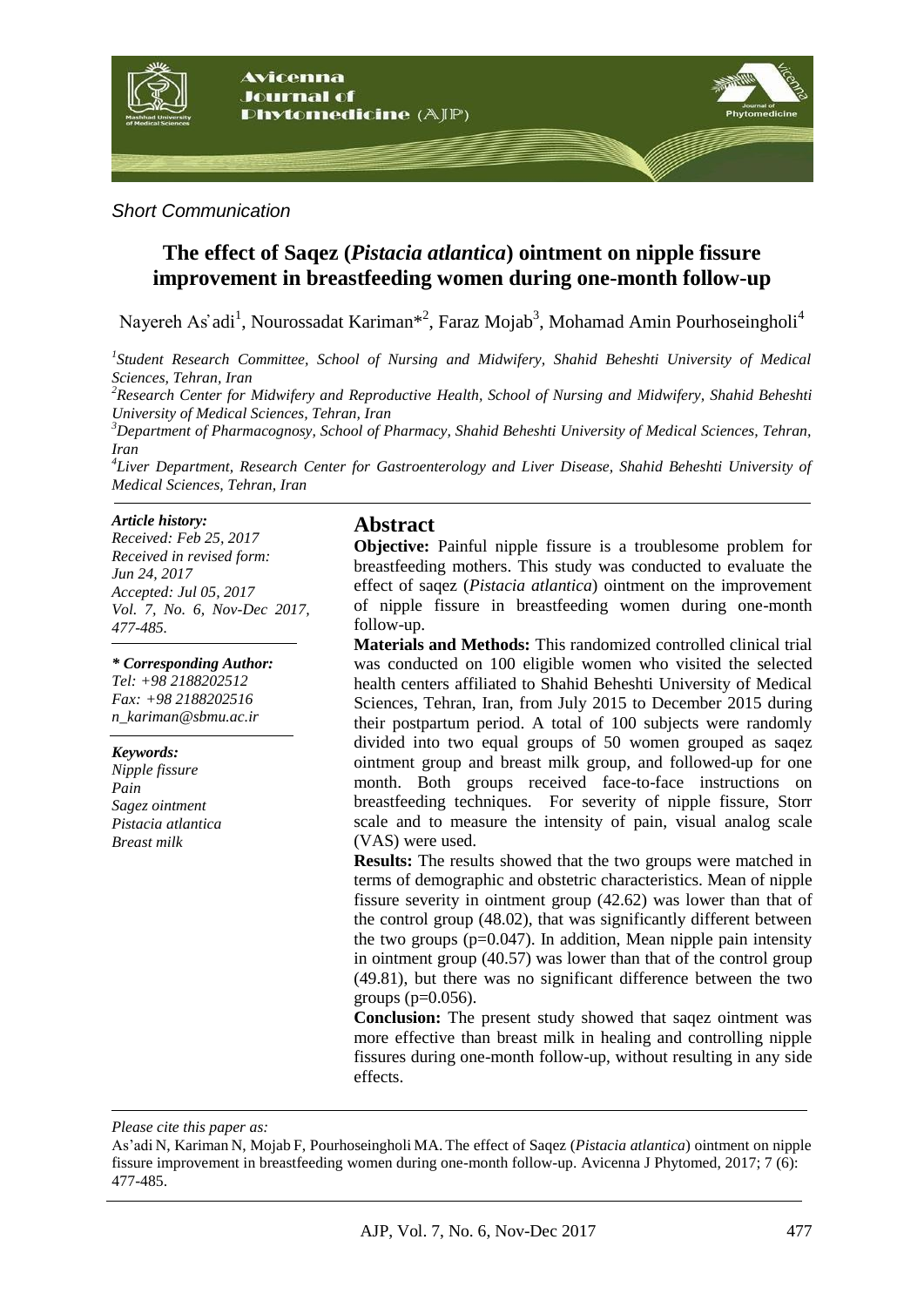*Short Communication*

# The effect of Saqez (*Pistacia atlantica*) ointment on nipple fissure improvement in breastfeeding women during one-month follow-up

Nayereh As'adi[1], Nourossadat Kariman*[2], Faraz Mojab[3], Mohamad Amin Pourhoseingholi[4]

[1]*Student Research Committee, School of Nursing and Midwifery, Shahid Beheshti University of Medical Sciences, Tehran, Iran*

[2]*Research Center for Midwifery and Reproductive Health, School of Nursing and Midwifery, Shahid Beheshti University of Medical Sciences, Tehran, Iran*

[3]*Department of Pharmacognosy, School of Pharmacy, Shahid Beheshti University of Medical Sciences, Tehran, Iran*

[4]*Liver Department, Research Center for Gastroenterology and Liver Disease, Shahid Beheshti University of Medical Sciences, Tehran, Iran*

***Article history:***
*Received: Feb 25, 2017*
*Received in revised form: Jun 24, 2017*
*Accepted: Jul 05, 2017*
*Vol. 7, No. 6, Nov-Dec 2017, 477-485.*

***\* Corresponding Author:***
*Tel: +98 2188202512*
*Fax: +98 2188202516*
*n_kariman@sbmu.ac.ir*

***Keywords:***
*Nipple fissure*
*Pain*
*Sagez ointment*
*Pistacia atlantica*
*Breast milk*

## Abstract

**Objective:** Painful nipple fissure is a troublesome problem for breastfeeding mothers. This study was conducted to evaluate the effect of saqez (*Pistacia atlantica*) ointment on the improvement of nipple fissure in breastfeeding women during one-month follow-up.

**Materials and Methods:** This randomized controlled clinical trial was conducted on 100 eligible women who visited the selected health centers affiliated to Shahid Beheshti University of Medical Sciences, Tehran, Iran, from July 2015 to December 2015 during their postpartum period. A total of 100 subjects were randomly divided into two equal groups of 50 women grouped as saqez ointment group and breast milk group, and followed-up for one month. Both groups received face-to-face instructions on breastfeeding techniques. For severity of nipple fissure, Storr scale and to measure the intensity of pain, visual analog scale (VAS) were used.

**Results:** The results showed that the two groups were matched in terms of demographic and obstetric characteristics. Mean of nipple fissure severity in ointment group (42.62) was lower than that of the control group (48.02), that was significantly different between the two groups ($p=0.047$). In addition, Mean nipple pain intensity in ointment group (40.57) was lower than that of the control group (49.81), but there was no significant difference between the two groups ($p=0.056$).

**Conclusion:** The present study showed that saqez ointment was more effective than breast milk in healing and controlling nipple fissures during one-month follow-up, without resulting in any side effects.

*Please cite this paper as:*

As'adi N, Kariman N, Mojab F, Pourhoseingholi MA. The effect of Saqez (*Pistacia atlantica*) ointment on nipple fissure improvement in breastfeeding women during one-month follow-up. Avicenna J Phytomed, 2017; 7 (6): 477-485.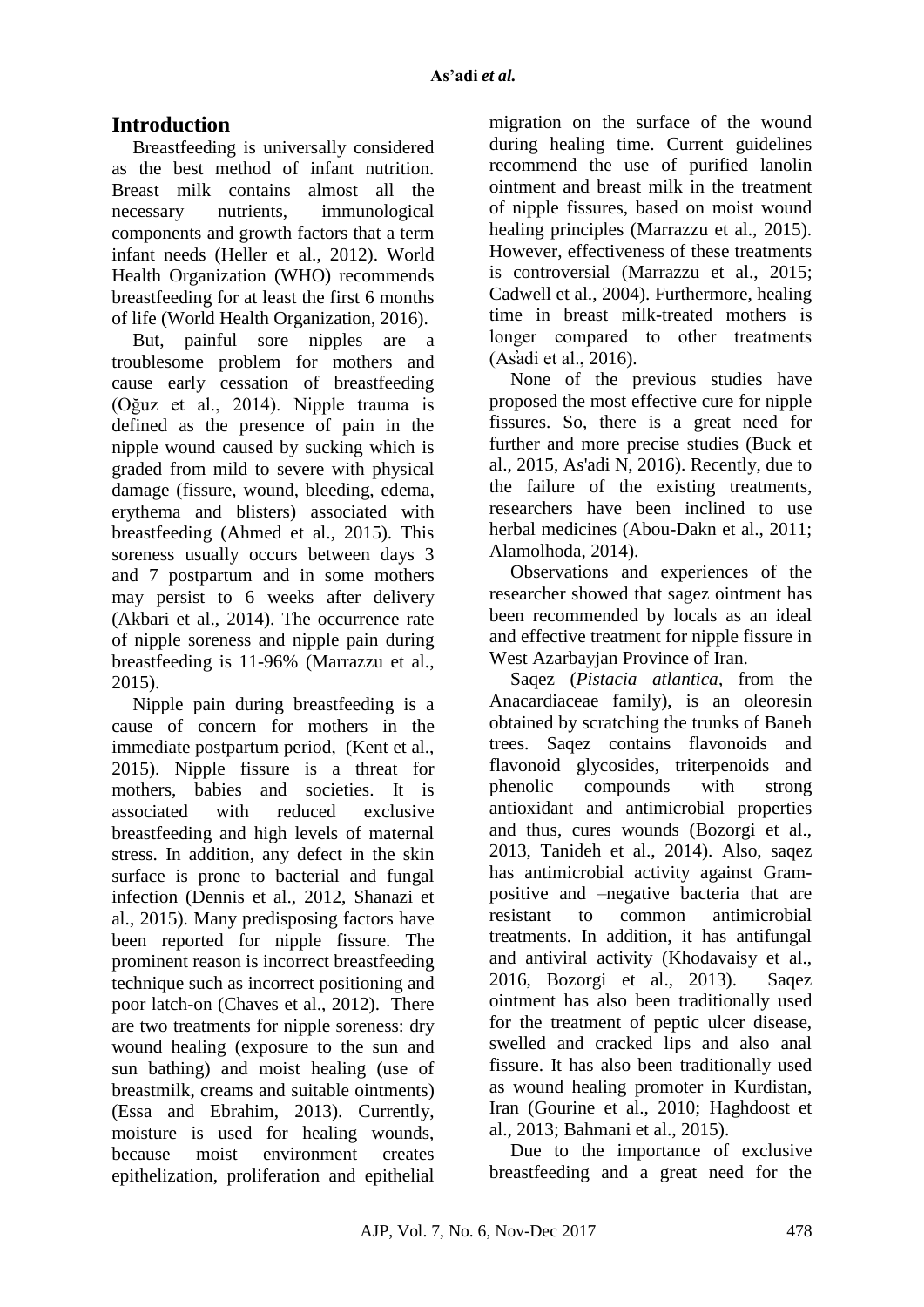## Introduction

Breastfeeding is universally considered as the best method of infant nutrition. Breast milk contains almost all the necessary nutrients, immunological components and growth factors that a term infant needs (Heller et al., 2012). World Health Organization (WHO) recommends breastfeeding for at least the first 6 months of life (World Health Organization, 2016).

But, painful sore nipples are a troublesome problem for mothers and cause early cessation of breastfeeding (Oğuz et al., 2014). Nipple trauma is defined as the presence of pain in the nipple wound caused by sucking which is graded from mild to severe with physical damage (fissure, wound, bleeding, edema, erythema and blisters) associated with breastfeeding (Ahmed et al., 2015). This soreness usually occurs between days 3 and 7 postpartum and in some mothers may persist to 6 weeks after delivery (Akbari et al., 2014). The occurrence rate of nipple soreness and nipple pain during breastfeeding is 11-96% (Marrazzu et al., 2015).

Nipple pain during breastfeeding is a cause of concern for mothers in the immediate postpartum period, (Kent et al., 2015). Nipple fissure is a threat for mothers, babies and societies. It is associated with reduced exclusive breastfeeding and high levels of maternal stress. In addition, any defect in the skin surface is prone to bacterial and fungal infection (Dennis et al., 2012, Shanazi et al., 2015). Many predisposing factors have been reported for nipple fissure. The prominent reason is incorrect breastfeeding technique such as incorrect positioning and poor latch-on (Chaves et al., 2012). There are two treatments for nipple soreness: dry wound healing (exposure to the sun and sun bathing) and moist healing (use of breastmilk, creams and suitable ointments) (Essa and Ebrahim, 2013). Currently, moisture is used for healing wounds, because moist environment creates epithelization, proliferation and epithelial migration on the surface of the wound during healing time. Current guidelines recommend the use of purified lanolin ointment and breast milk in the treatment of nipple fissures, based on moist wound healing principles (Marrazzu et al., 2015). However, effectiveness of these treatments is controversial (Marrazzu et al., 2015; Cadwell et al., 2004). Furthermore, healing time in breast milk-treated mothers is longer compared to other treatments (As'adi et al., 2016).

None of the previous studies have proposed the most effective cure for nipple fissures. So, there is a great need for further and more precise studies (Buck et al., 2015, As'adi N, 2016). Recently, due to the failure of the existing treatments, researchers have been inclined to use herbal medicines (Abou-Dakn et al., 2011; Alamolhoda, 2014).

Observations and experiences of the researcher showed that sagez ointment has been recommended by locals as an ideal and effective treatment for nipple fissure in West Azarbayjan Province of Iran.

Saqez (*Pistacia atlantica*, from the Anacardiaceae family), is an oleoresin obtained by scratching the trunks of Baneh trees. Saqez contains flavonoids and flavonoid glycosides, triterpenoids and phenolic compounds with strong antioxidant and antimicrobial properties and thus, cures wounds (Bozorgi et al., 2013, Tanideh et al., 2014). Also, saqez has antimicrobial activity against Gram-positive and –negative bacteria that are resistant to common antimicrobial treatments. In addition, it has antifungal and antiviral activity (Khodavaisy et al., 2016, Bozorgi et al., 2013). Saqez ointment has also been traditionally used for the treatment of peptic ulcer disease, swelled and cracked lips and also anal fissure. It has also been traditionally used as wound healing promoter in Kurdistan, Iran (Gourine et al., 2010; Haghdoost et al., 2013; Bahmani et al., 2015).

Due to the importance of exclusive breastfeeding and a great need for the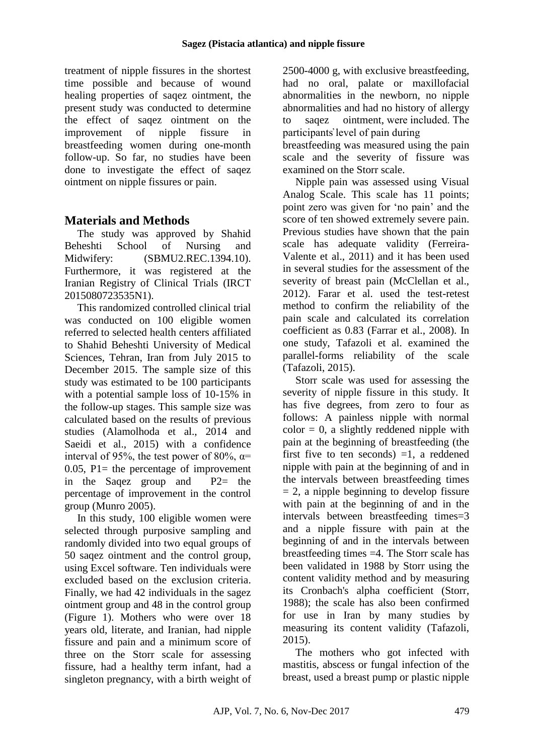treatment of nipple fissures in the shortest time possible and because of wound healing properties of saqez ointment, the present study was conducted to determine the effect of saqez ointment on the improvement of nipple fissure in breastfeeding women during one-month follow-up. So far, no studies have been done to investigate the effect of saqez ointment on nipple fissures or pain.

## Materials and Methods

The study was approved by Shahid Beheshti School of Nursing and Midwifery: (SBMU2.REC.1394.10). Furthermore, it was registered at the Iranian Registry of Clinical Trials (IRCT 2015080723535N1).

This randomized controlled clinical trial was conducted on 100 eligible women referred to selected health centers affiliated to Shahid Beheshti University of Medical Sciences, Tehran, Iran from July 2015 to December 2015. The sample size of this study was estimated to be 100 participants with a potential sample loss of 10-15% in the follow-up stages. This sample size was calculated based on the results of previous studies (Alamolhoda et al., 2014 and Saeidi et al., 2015) with a confidence interval of 95%, the test power of 80%, α= 0.05, P1= the percentage of improvement in the Saqez group and P2= the percentage of improvement in the control group (Munro 2005).

In this study, 100 eligible women were selected through purposive sampling and randomly divided into two equal groups of 50 saqez ointment and the control group, using Excel software. Ten individuals were excluded based on the exclusion criteria. Finally, we had 42 individuals in the sagez ointment group and 48 in the control group (Figure 1). Mothers who were over 18 years old, literate, and Iranian, had nipple fissure and pain and a minimum score of three on the Storr scale for assessing fissure, had a healthy term infant, had a singleton pregnancy, with a birth weight of 2500-4000 g, with exclusive breastfeeding, had no oral, palate or maxillofacial abnormalities in the newborn, no nipple abnormalities and had no history of allergy to saqez ointment, were included. The participants' level of pain during breastfeeding was measured using the pain scale and the severity of fissure was examined on the Storr scale.

Nipple pain was assessed using Visual Analog Scale. This scale has 11 points; point zero was given for 'no pain' and the score of ten showed extremely severe pain. Previous studies have shown that the pain scale has adequate validity (Ferreira-Valente et al., 2011) and it has been used in several studies for the assessment of the severity of breast pain (McClellan et al., 2012). Farar et al. used the test-retest method to confirm the reliability of the pain scale and calculated its correlation coefficient as 0.83 (Farrar et al., 2008). In one study, Tafazoli et al. examined the parallel-forms reliability of the scale (Tafazoli, 2015).

Storr scale was used for assessing the severity of nipple fissure in this study. It has five degrees, from zero to four as follows: A painless nipple with normal color = 0, a slightly reddened nipple with pain at the beginning of breastfeeding (the first five to ten seconds) =1, a reddened nipple with pain at the beginning of and in the intervals between breastfeeding times = 2, a nipple beginning to develop fissure with pain at the beginning of and in the intervals between breastfeeding times=3 and a nipple fissure with pain at the beginning of and in the intervals between breastfeeding times =4. The Storr scale has been validated in 1988 by Storr using the content validity method and by measuring its Cronbach's alpha coefficient (Storr, 1988); the scale has also been confirmed for use in Iran by many studies by measuring its content validity (Tafazoli, 2015).

The mothers who got infected with mastitis, abscess or fungal infection of the breast, used a breast pump or plastic nipple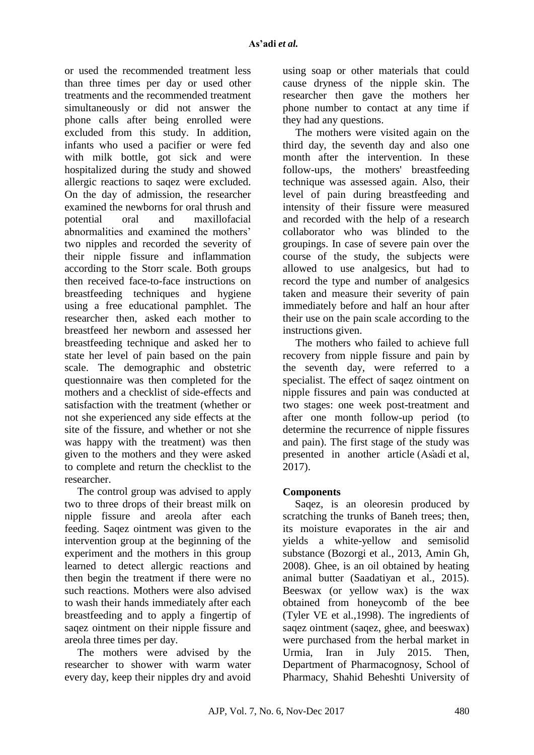or used the recommended treatment less than three times per day or used other treatments and the recommended treatment simultaneously or did not answer the phone calls after being enrolled were excluded from this study. In addition, infants who used a pacifier or were fed with milk bottle, got sick and were hospitalized during the study and showed allergic reactions to saqez were excluded. On the day of admission, the researcher examined the newborns for oral thrush and potential oral and maxillofacial abnormalities and examined the mothers' two nipples and recorded the severity of their nipple fissure and inflammation according to the Storr scale. Both groups then received face-to-face instructions on breastfeeding techniques and hygiene using a free educational pamphlet. The researcher then, asked each mother to breastfeed her newborn and assessed her breastfeeding technique and asked her to state her level of pain based on the pain scale. The demographic and obstetric questionnaire was then completed for the mothers and a checklist of side-effects and satisfaction with the treatment (whether or not she experienced any side effects at the site of the fissure, and whether or not she was happy with the treatment) was then given to the mothers and they were asked to complete and return the checklist to the researcher.

The control group was advised to apply two to three drops of their breast milk on nipple fissure and areola after each feeding. Saqez ointment was given to the intervention group at the beginning of the experiment and the mothers in this group learned to detect allergic reactions and then begin the treatment if there were no such reactions. Mothers were also advised to wash their hands immediately after each breastfeeding and to apply a fingertip of saqez ointment on their nipple fissure and areola three times per day.

The mothers were advised by the researcher to shower with warm water every day, keep their nipples dry and avoid using soap or other materials that could cause dryness of the nipple skin. The researcher then gave the mothers her phone number to contact at any time if they had any questions.

The mothers were visited again on the third day, the seventh day and also one month after the intervention. In these follow-ups, the mothers' breastfeeding technique was assessed again. Also, their level of pain during breastfeeding and intensity of their fissure were measured and recorded with the help of a research collaborator who was blinded to the groupings. In case of severe pain over the course of the study, the subjects were allowed to use analgesics, but had to record the type and number of analgesics taken and measure their severity of pain immediately before and half an hour after their use on the pain scale according to the instructions given.

The mothers who failed to achieve full recovery from nipple fissure and pain by the seventh day, were referred to a specialist. The effect of saqez ointment on nipple fissures and pain was conducted at two stages: one week post-treatment and after one month follow-up period (to determine the recurrence of nipple fissures and pain). The first stage of the study was presented in another article (As'adi et al, 2017).

## Components

Saqez, is an oleoresin produced by scratching the trunks of Baneh trees; then, its moisture evaporates in the air and yields a white-yellow and semisolid substance (Bozorgi et al., 2013, Amin Gh, 2008). Ghee, is an oil obtained by heating animal butter (Saadatiyan et al., 2015). Beeswax (or yellow wax) is the wax obtained from honeycomb of the bee (Tyler VE et al.,1998). The ingredients of saqez ointment (saqez, ghee, and beeswax) were purchased from the herbal market in Urmia, Iran in July 2015. Then, Department of Pharmacognosy, School of Pharmacy, Shahid Beheshti University of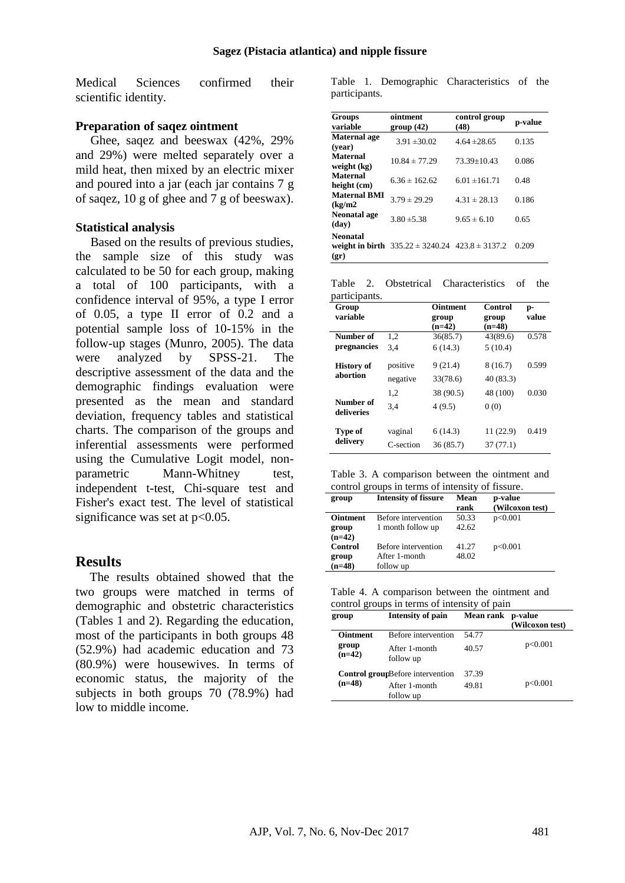Medical Sciences confirmed their scientific identity.

### Preparation of saqez ointment

Ghee, saqez and beeswax (42%, 29% and 29%) were melted separately over a mild heat, then mixed by an electric mixer and poured into a jar (each jar contains 7 g of saqez, 10 g of ghee and 7 g of beeswax).

### Statistical analysis

Based on the results of previous studies, the sample size of this study was calculated to be 50 for each group, making a total of 100 participants, with a confidence interval of 95%, a type I error of 0.05, a type II error of 0.2 and a potential sample loss of 10-15% in the follow-up stages (Munro, 2005). The data were analyzed by SPSS-21. The descriptive assessment of the data and the demographic findings evaluation were presented as the mean and standard deviation, frequency tables and statistical charts. The comparison of the groups and inferential assessments were performed using the Cumulative Logit model, non-parametric Mann-Whitney test, independent t-test, Chi-square test and Fisher's exact test. The level of statistical significance was set at $p<0.05$.

## Results

The results obtained showed that the two groups were matched in terms of demographic and obstetric characteristics (Tables 1 and 2). Regarding the education, most of the participants in both groups 48 (52.9%) had academic education and 73 (80.9%) were housewives. In terms of economic status, the majority of the subjects in both groups 70 (78.9%) had low to middle income.

Table 1. Demographic Characteristics of the participants.

| Groups variable | ointment group (42) | control group (48) | p-value |
|---|---|---|---|
| Maternal age (year) | 3.91 ±30.02 | 4.64 ±28.65 | 0.135 |
| Maternal weight (kg) | 10.84 ± 77.29 | 73.39±10.43 | 0.086 |
| Maternal height (cm) | 6.36 ± 162.62 | 6.01 ±161.71 | 0.48 |
| Maternal BMI (kg/m2 | 3.79 ± 29.29 | 4.31 ± 28.13 | 0.186 |
| Neonatal age (day) | 3.80 ±5.38 | 9.65 ± 6.10 | 0.65 |
| Neonatal weight in birth (gr) | 335.22 ± 3240.24 | 423.8 ± 3137.2 | 0.209 |

Table 2. Obstetrical Characteristics of the participants.

| Group variable | | Ointment group (n=42) | Control group (n=48) | p-value |
|---|---|---|---|---|
| Number of pregnancies | 1,2 | 36(85.7) | 43(89.6) | 0.578 |
| | 3,4 | 6 (14.3) | 5 (10.4) | |
| History of abortion | positive | 9 (21.4) | 8 (16.7) | 0.599 |
| | negative | 33(78.6) | 40 (83.3) | |
| Number of deliveries | 1,2 | 38 (90.5) | 48 (100) | 0.030 |
| | 3,4 | 4 (9.5) | 0 (0) | |
| Type of delivery | vaginal | 6 (14.3) | 11 (22.9) | 0.419 |
| | C-section | 36 (85.7) | 37 (77.1) | |

Table 3. A comparison between the ointment and control groups in terms of intensity of fissure.

| group | Intensity of fissure | Mean rank | p-value (Wilcoxon test) |
|---|---|---|---|
| Ointment group (n=42) | Before intervention | 50.33 | p<0.001 |
| | 1 month follow up | 42.62 | |
| Control group (n=48) | Before intervention | 41.27 | p<0.001 |
| | After 1-month follow up | 48.02 | |

Table 4. A comparison between the ointment and control groups in terms of intensity of pain

| group | Intensity of pain | Mean rank | p-value (Wilcoxon test) |
|---|---|---|---|
| Ointment group (n=42) | Before intervention | 54.77 | p<0.001 |
| | After 1-month follow up | 40.57 | |
| Control group (n=48) | Before intervention | 37.39 | p<0.001 |
| | After 1-month follow up | 49.81 | |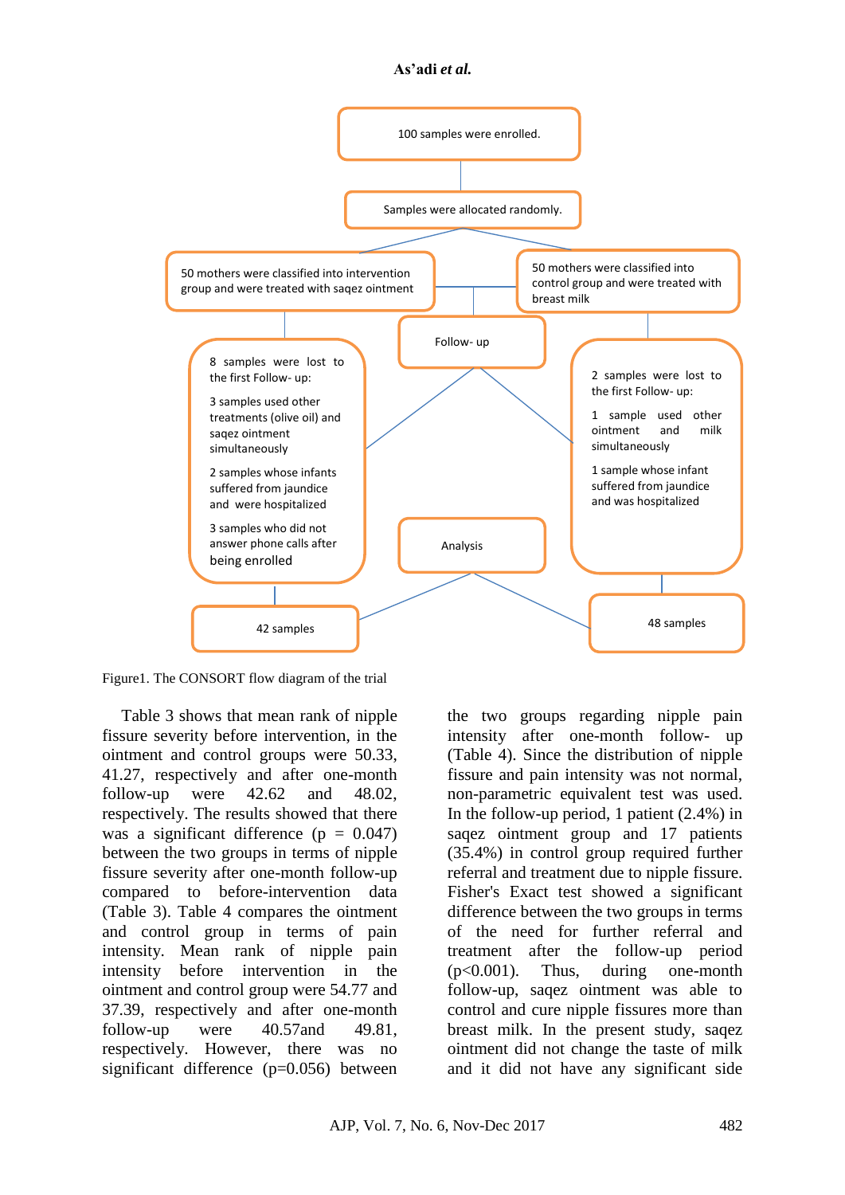100 samples were enrolled.

Samples were allocated randomly.

50 mothers were classified into intervention group and were treated with saqez ointment

50 mothers were classified into control group and were treated with breast milk

Follow- up

8 samples were lost to the first Follow- up:

3 samples used other treatments (olive oil) and saqez ointment simultaneously

2 samples whose infants suffered from jaundice and were hospitalized

3 samples who did not answer phone calls after being enrolled

2 samples were lost to the first Follow- up:

1 sample used other ointment and milk simultaneously

1 sample whose infant suffered from jaundice and was hospitalized

Analysis

42 samples

48 samples

Figure1. The CONSORT flow diagram of the trial

Table 3 shows that mean rank of nipple fissure severity before intervention, in the ointment and control groups were 50.33, 41.27, respectively and after one-month follow-up were 42.62 and 48.02, respectively. The results showed that there was a significant difference (p = 0.047) between the two groups in terms of nipple fissure severity after one-month follow-up compared to before-intervention data (Table 3). Table 4 compares the ointment and control group in terms of pain intensity. Mean rank of nipple pain intensity before intervention in the ointment and control group were 54.77 and 37.39, respectively and after one-month follow-up were 40.57and 49.81, respectively. However, there was no significant difference (p=0.056) between the two groups regarding nipple pain intensity after one-month follow- up (Table 4). Since the distribution of nipple fissure and pain intensity was not normal, non-parametric equivalent test was used. In the follow-up period, 1 patient (2.4%) in saqez ointment group and 17 patients (35.4%) in control group required further referral and treatment due to nipple fissure. Fisher's Exact test showed a significant difference between the two groups in terms of the need for further referral and treatment after the follow-up period (p<0.001). Thus, during one-month follow-up, saqez ointment was able to control and cure nipple fissures more than breast milk. In the present study, saqez ointment did not change the taste of milk and it did not have any significant side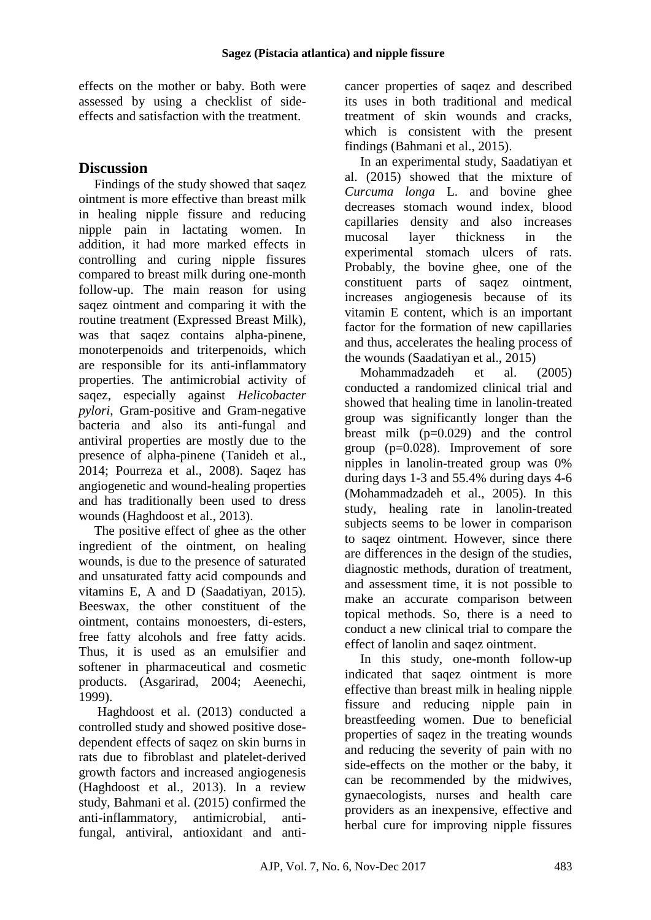effects on the mother or baby. Both were assessed by using a checklist of side-effects and satisfaction with the treatment.

## Discussion

Findings of the study showed that saqez ointment is more effective than breast milk in healing nipple fissure and reducing nipple pain in lactating women. In addition, it had more marked effects in controlling and curing nipple fissures compared to breast milk during one-month follow-up. The main reason for using saqez ointment and comparing it with the routine treatment (Expressed Breast Milk), was that saqez contains alpha-pinene, monoterpenoids and triterpenoids, which are responsible for its anti-inflammatory properties. The antimicrobial activity of saqez, especially against *Helicobacter pylori*, Gram-positive and Gram-negative bacteria and also its anti-fungal and antiviral properties are mostly due to the presence of alpha-pinene (Tanideh et al., 2014; Pourreza et al., 2008). Saqez has angiogenetic and wound-healing properties and has traditionally been used to dress wounds (Haghdoost et al., 2013).

The positive effect of ghee as the other ingredient of the ointment, on healing wounds, is due to the presence of saturated and unsaturated fatty acid compounds and vitamins E, A and D (Saadatiyan, 2015). Beeswax, the other constituent of the ointment, contains monoesters, di-esters, free fatty alcohols and free fatty acids. Thus, it is used as an emulsifier and softener in pharmaceutical and cosmetic products. (Asgarirad, 2004; Aeenechi, 1999).

Haghdoost et al. (2013) conducted a controlled study and showed positive dose-dependent effects of saqez on skin burns in rats due to fibroblast and platelet-derived growth factors and increased angiogenesis (Haghdoost et al., 2013). In a review study, Bahmani et al. (2015) confirmed the anti-inflammatory, antimicrobial, anti-fungal, antiviral, antioxidant and anti-cancer properties of saqez and described its uses in both traditional and medical treatment of skin wounds and cracks, which is consistent with the present findings (Bahmani et al., 2015).

In an experimental study, Saadatiyan et al. (2015) showed that the mixture of *Curcuma longa* L. and bovine ghee decreases stomach wound index, blood capillaries density and also increases mucosal layer thickness in the experimental stomach ulcers of rats. Probably, the bovine ghee, one of the constituent parts of saqez ointment, increases angiogenesis because of its vitamin E content, which is an important factor for the formation of new capillaries and thus, accelerates the healing process of the wounds (Saadatiyan et al., 2015)

Mohammadzadeh et al. (2005) conducted a randomized clinical trial and showed that healing time in lanolin-treated group was significantly longer than the breast milk (p=0.029) and the control group (p=0.028). Improvement of sore nipples in lanolin-treated group was 0% during days 1-3 and 55.4% during days 4-6 (Mohammadzadeh et al., 2005). In this study, healing rate in lanolin-treated subjects seems to be lower in comparison to saqez ointment. However, since there are differences in the design of the studies, diagnostic methods, duration of treatment, and assessment time, it is not possible to make an accurate comparison between topical methods. So, there is a need to conduct a new clinical trial to compare the effect of lanolin and saqez ointment.

In this study, one-month follow-up indicated that saqez ointment is more effective than breast milk in healing nipple fissure and reducing nipple pain in breastfeeding women. Due to beneficial properties of saqez in the treating wounds and reducing the severity of pain with no side-effects on the mother or the baby, it can be recommended by the midwives, gynaecologists, nurses and health care providers as an inexpensive, effective and herbal cure for improving nipple fissures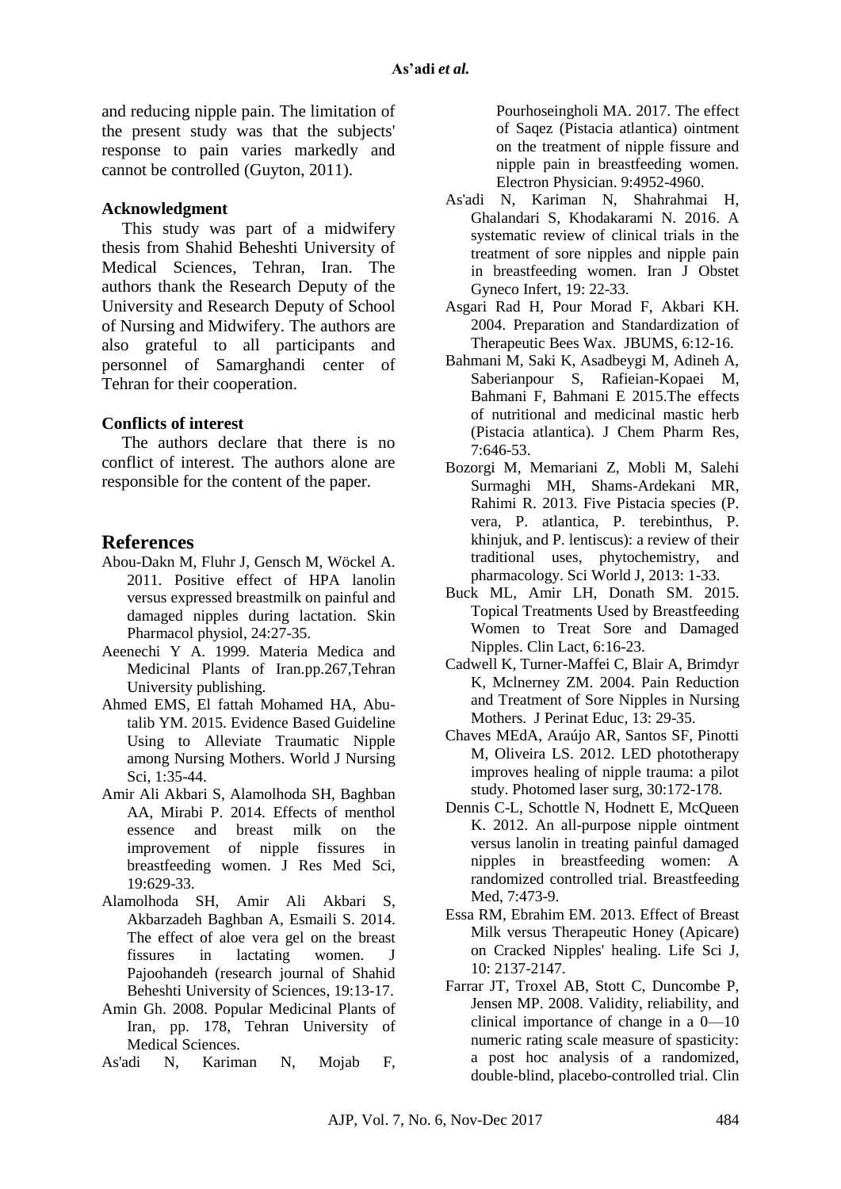and reducing nipple pain. The limitation of the present study was that the subjects' response to pain varies markedly and cannot be controlled (Guyton, 2011).

### Acknowledgment

This study was part of a midwifery thesis from Shahid Beheshti University of Medical Sciences, Tehran, Iran. The authors thank the Research Deputy of the University and Research Deputy of School of Nursing and Midwifery. The authors are also grateful to all participants and personnel of Samarghandi center of Tehran for their cooperation.

### Conflicts of interest

The authors declare that there is no conflict of interest. The authors alone are responsible for the content of the paper.

## References

Abou-Dakn M, Fluhr J, Gensch M, Wöckel A. 2011. Positive effect of HPA lanolin versus expressed breastmilk on painful and damaged nipples during lactation. Skin Pharmacol physiol, 24:27-35.

Aeenechi Y A. 1999. Materia Medica and Medicinal Plants of Iran.pp.267,Tehran University publishing.

Ahmed EMS, El fattah Mohamed HA, Abu-talib YM. 2015. Evidence Based Guideline Using to Alleviate Traumatic Nipple among Nursing Mothers. World J Nursing Sci, 1:35-44.

Amir Ali Akbari S, Alamolhoda SH, Baghban AA, Mirabi P. 2014. Effects of menthol essence and breast milk on the improvement of nipple fissures in breastfeeding women. J Res Med Sci, 19:629-33.

Alamolhoda SH, Amir Ali Akbari S, Akbarzadeh Baghban A, Esmaili S. 2014. The effect of aloe vera gel on the breast fissures in lactating women. J Pajoohandeh (research journal of Shahid Beheshti University of Sciences, 19:13-17.

Amin Gh. 2008. Popular Medicinal Plants of Iran, pp. 178, Tehran University of Medical Sciences.

As'adi N, Kariman N, Mojab F, Pourhoseingholi MA. 2017. The effect of Saqez (Pistacia atlantica) ointment on the treatment of nipple fissure and nipple pain in breastfeeding women. Electron Physician. 9:4952-4960.

As'adi N, Kariman N, Shahrahmai H, Ghalandari S, Khodakarami N. 2016. A systematic review of clinical trials in the treatment of sore nipples and nipple pain in breastfeeding women. Iran J Obstet Gyneco Infert, 19: 22-33.

Asgari Rad H, Pour Morad F, Akbari KH. 2004. Preparation and Standardization of Therapeutic Bees Wax. JBUMS, 6:12-16.

Bahmani M, Saki K, Asadbeygi M, Adineh A, Saberianpour S, Rafieian-Kopaei M, Bahmani F, Bahmani E 2015.The effects of nutritional and medicinal mastic herb (Pistacia atlantica). J Chem Pharm Res, 7:646-53.

Bozorgi M, Memariani Z, Mobli M, Salehi Surmaghi MH, Shams-Ardekani MR, Rahimi R. 2013. Five Pistacia species (P. vera, P. atlantica, P. terebinthus, P. khinjuk, and P. lentiscus): a review of their traditional uses, phytochemistry, and pharmacology. Sci World J, 2013: 1-33.

Buck ML, Amir LH, Donath SM. 2015. Topical Treatments Used by Breastfeeding Women to Treat Sore and Damaged Nipples. Clin Lact, 6:16-23.

Cadwell K, Turner-Maffei C, Blair A, Brimdyr K, Mclnerney ZM. 2004. Pain Reduction and Treatment of Sore Nipples in Nursing Mothers. J Perinat Educ, 13: 29-35.

Chaves MEdA, Araújo AR, Santos SF, Pinotti M, Oliveira LS. 2012. LED phototherapy improves healing of nipple trauma: a pilot study. Photomed laser surg, 30:172-178.

Dennis C-L, Schottle N, Hodnett E, McQueen K. 2012. An all-purpose nipple ointment versus lanolin in treating painful damaged nipples in breastfeeding women: A randomized controlled trial. Breastfeeding Med, 7:473-9.

Essa RM, Ebrahim EM. 2013. Effect of Breast Milk versus Therapeutic Honey (Apicare) on Cracked Nipples' healing. Life Sci J, 10: 2137-2147.

Farrar JT, Troxel AB, Stott C, Duncombe P, Jensen MP. 2008. Validity, reliability, and clinical importance of change in a 0—10 numeric rating scale measure of spasticity: a post hoc analysis of a randomized, double-blind, placebo-controlled trial. Clin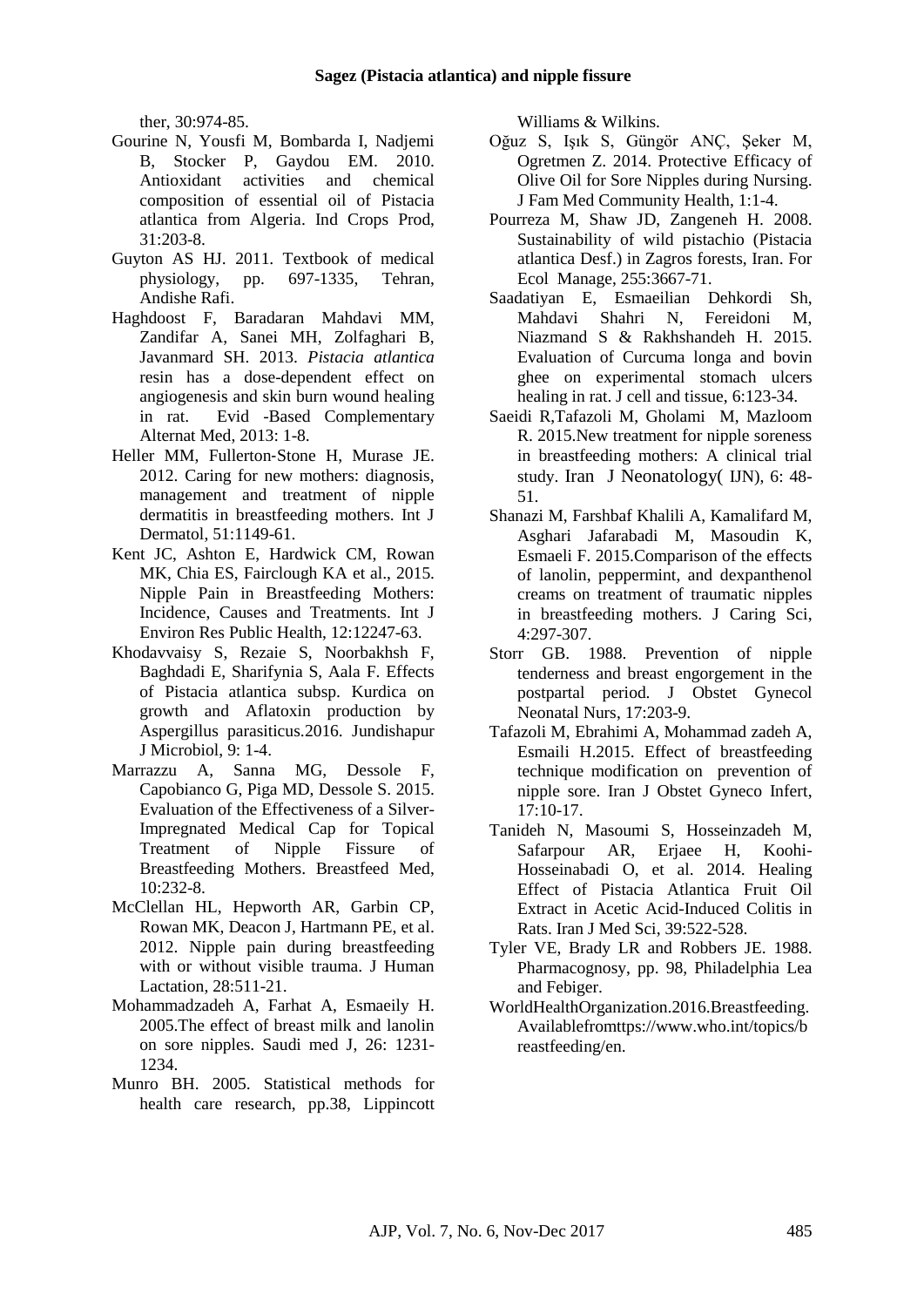ther, 30:974-85.

Gourine N, Yousfi M, Bombarda I, Nadjemi B, Stocker P, Gaydou EM. 2010. Antioxidant activities and chemical composition of essential oil of Pistacia atlantica from Algeria. Ind Crops Prod, 31:203-8.

Guyton AS HJ. 2011. Textbook of medical physiology, pp. 697-1335, Tehran, Andishe Rafi.

Haghdoost F, Baradaran Mahdavi MM, Zandifar A, Sanei MH, Zolfaghari B, Javanmard SH. 2013. *Pistacia atlantica* resin has a dose-dependent effect on angiogenesis and skin burn wound healing in rat. Evid -Based Complementary Alternat Med, 2013: 1-8.

Heller MM, Fullerton-Stone H, Murase JE. 2012. Caring for new mothers: diagnosis, management and treatment of nipple dermatitis in breastfeeding mothers. Int J Dermatol, 51:1149-61.

Kent JC, Ashton E, Hardwick CM, Rowan MK, Chia ES, Fairclough KA et al., 2015. Nipple Pain in Breastfeeding Mothers: Incidence, Causes and Treatments. Int J Environ Res Public Health, 12:12247-63.

Khodavvaisy S, Rezaie S, Noorbakhsh F, Baghdadi E, Sharifynia S, Aala F. Effects of Pistacia atlantica subsp. Kurdica on growth and Aflatoxin production by Aspergillus parasiticus.2016. Jundishapur J Microbiol, 9: 1-4.

Marrazzu A, Sanna MG, Dessole F, Capobianco G, Piga MD, Dessole S. 2015. Evaluation of the Effectiveness of a Silver-Impregnated Medical Cap for Topical Treatment of Nipple Fissure of Breastfeeding Mothers. Breastfeed Med, 10:232-8.

McClellan HL, Hepworth AR, Garbin CP, Rowan MK, Deacon J, Hartmann PE, et al. 2012. Nipple pain during breastfeeding with or without visible trauma. J Human Lactation, 28:511-21.

Mohammadzadeh A, Farhat A, Esmaeily H. 2005.The effect of breast milk and lanolin on sore nipples. Saudi med J, 26: 1231-1234.

Munro BH. 2005. Statistical methods for health care research, pp.38, Lippincott Williams & Wilkins.

Oğuz S, Işık S, Güngör ANÇ, Şeker M, Ogretmen Z. 2014. Protective Efficacy of Olive Oil for Sore Nipples during Nursing. J Fam Med Community Health, 1:1-4.

Pourreza M, Shaw JD, Zangeneh H. 2008. Sustainability of wild pistachio (Pistacia atlantica Desf.) in Zagros forests, Iran. For Ecol Manage, 255:3667-71.

Saadatiyan E, Esmaeilian Dehkordi Sh, Mahdavi Shahri N, Fereidoni M, Niazmand S & Rakhshandeh H. 2015. Evaluation of Curcuma longa and bovin ghee on experimental stomach ulcers healing in rat. J cell and tissue, 6:123-34.

Saeidi R,Tafazoli M, Gholami M, Mazloom R. 2015.New treatment for nipple soreness in breastfeeding mothers: A clinical trial study. Iran J Neonatology( IJN), 6: 48-51.

Shanazi M, Farshbaf Khalili A, Kamalifard M, Asghari Jafarabadi M, Masoudin K, Esmaeli F. 2015.Comparison of the effects of lanolin, peppermint, and dexpanthenol creams on treatment of traumatic nipples in breastfeeding mothers. J Caring Sci, 4:297-307.

Storr GB. 1988. Prevention of nipple tenderness and breast engorgement in the postpartal period. J Obstet Gynecol Neonatal Nurs, 17:203-9.

Tafazoli M, Ebrahimi A, Mohammad zadeh A, Esmaili H.2015. Effect of breastfeeding technique modification on prevention of nipple sore. Iran J Obstet Gyneco Infert, 17:10-17.

Tanideh N, Masoumi S, Hosseinzadeh M, Safarpour AR, Erjaee H, Koohi-Hosseinabadi O, et al. 2014. Healing Effect of Pistacia Atlantica Fruit Oil Extract in Acetic Acid-Induced Colitis in Rats. Iran J Med Sci, 39:522-528.

Tyler VE, Brady LR and Robbers JE. 1988. Pharmacognosy, pp. 98, Philadelphia Lea and Febiger.

WorldHealthOrganization.2016.Breastfeeding. Availablefromttps://www.who.int/topics/breastfeeding/en.